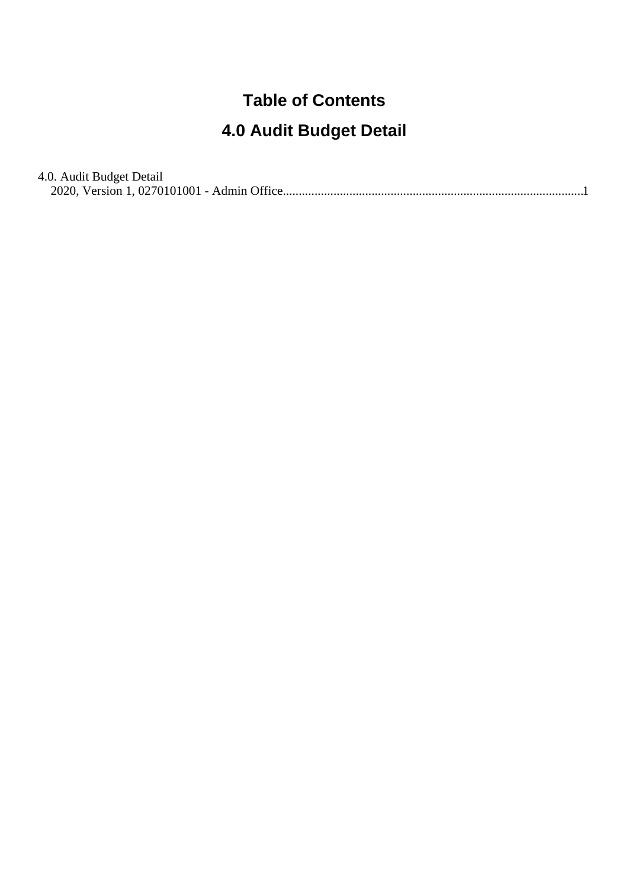# Table of Contents

## 4.0 Audit Budget Detail

4.0. Audit Budget Detail
- 2020, Version 1, 0270101001 - Admin Office....................................................................................................1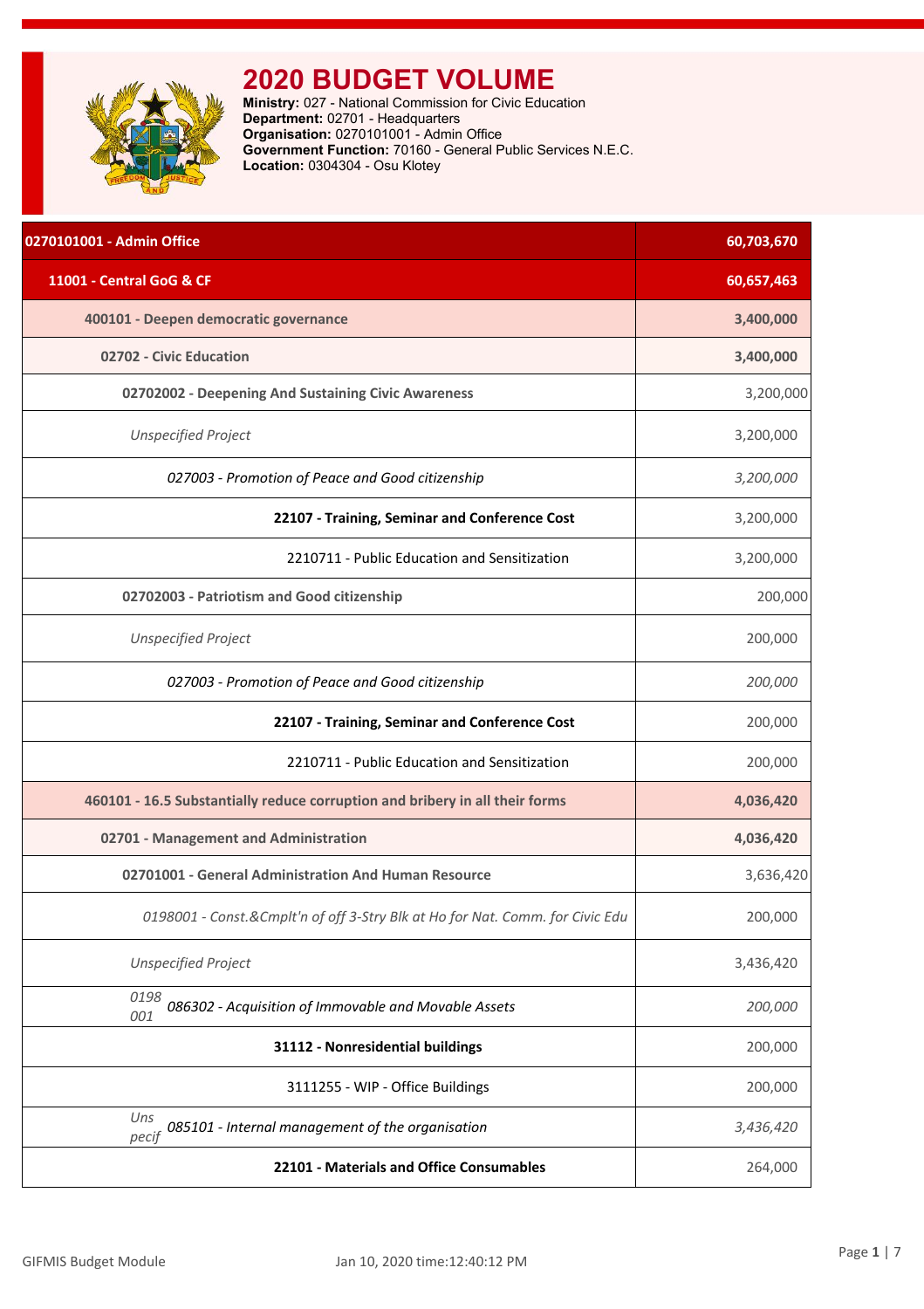# 2020 BUDGET VOLUME

**Ministry:** 027 - National Commission for Civic Education
**Department:** 02701 - Headquarters
**Organisation:** 0270101001 - Admin Office
**Government Function:** 70160 - General Public Services N.E.C.
**Location:** 0304304 - Osu Klotey

| Description | Amount |
|---|---|
| **0270101001 - Admin Office** | **60,703,670** |
| **11001 - Central GoG & CF** | **60,657,463** |
| **400101 - Deepen democratic governance** | **3,400,000** |
| **02702 - Civic Education** | **3,400,000** |
| **02702002 - Deepening And Sustaining Civic Awareness** | 3,200,000 |
| *Unspecified Project* | 3,200,000 |
| *027003 - Promotion of Peace and Good citizenship* | *3,200,000* |
| **22107 - Training, Seminar and Conference Cost** | 3,200,000 |
| 2210711 - Public Education and Sensitization | 3,200,000 |
| **02702003 - Patriotism and Good citizenship** | 200,000 |
| *Unspecified Project* | 200,000 |
| *027003 - Promotion of Peace and Good citizenship* | *200,000* |
| **22107 - Training, Seminar and Conference Cost** | 200,000 |
| 2210711 - Public Education and Sensitization | 200,000 |
| **460101 - 16.5 Substantially reduce corruption and bribery in all their forms** | **4,036,420** |
| **02701 - Management and Administration** | **4,036,420** |
| **02701001 - General Administration And Human Resource** | 3,636,420 |
| *0198001 - Const.&Cmplt'n of off 3-Stry Blk at Ho for Nat. Comm. for Civic Edu* | 200,000 |
| *Unspecified Project* | 3,436,420 |
| *0198001 086302 - Acquisition of Immovable and Movable Assets* | *200,000* |
| **31112 - Nonresidential buildings** | 200,000 |
| 3111255 - WIP - Office Buildings | 200,000 |
| *Unspecif 085101 - Internal management of the organisation* | *3,436,420* |
| **22101 - Materials and Office Consumables** | 264,000 |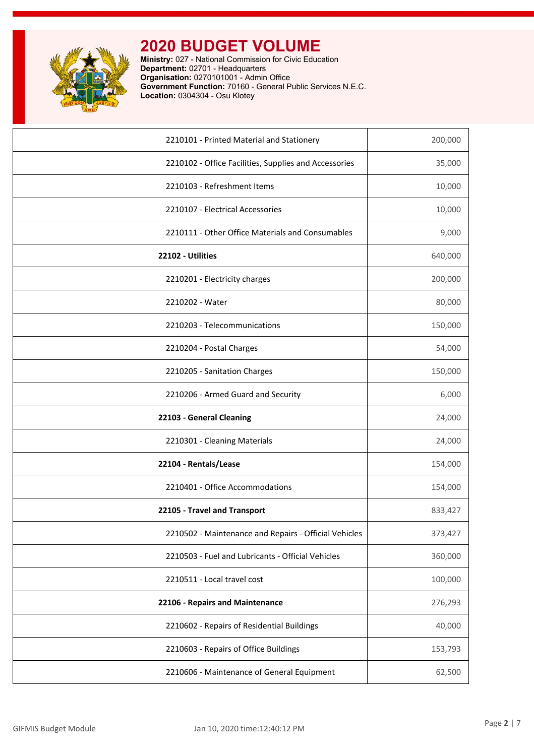# 2020 BUDGET VOLUME

**Ministry:** 027 - National Commission for Civic Education
**Department:** 02701 - Headquarters
**Organisation:** 0270101001 - Admin Office
**Government Function:** 70160 - General Public Services N.E.C.
**Location:** 0304304 - Osu Klotey

| | |
|---|---|
| 2210101 - Printed Material and Stationery | 200,000 |
| 2210102 - Office Facilities, Supplies and Accessories | 35,000 |
| 2210103 - Refreshment Items | 10,000 |
| 2210107 - Electrical Accessories | 10,000 |
| 2210111 - Other Office Materials and Consumables | 9,000 |
| **22102 - Utilities** | 640,000 |
| 2210201 - Electricity charges | 200,000 |
| 2210202 - Water | 80,000 |
| 2210203 - Telecommunications | 150,000 |
| 2210204 - Postal Charges | 54,000 |
| 2210205 - Sanitation Charges | 150,000 |
| 2210206 - Armed Guard and Security | 6,000 |
| **22103 - General Cleaning** | 24,000 |
| 2210301 - Cleaning Materials | 24,000 |
| **22104 - Rentals/Lease** | 154,000 |
| 2210401 - Office Accommodations | 154,000 |
| **22105 - Travel and Transport** | 833,427 |
| 2210502 - Maintenance and Repairs - Official Vehicles | 373,427 |
| 2210503 - Fuel and Lubricants - Official Vehicles | 360,000 |
| 2210511 - Local travel cost | 100,000 |
| **22106 - Repairs and Maintenance** | 276,293 |
| 2210602 - Repairs of Residential Buildings | 40,000 |
| 2210603 - Repairs of Office Buildings | 153,793 |
| 2210606 - Maintenance of General Equipment | 62,500 |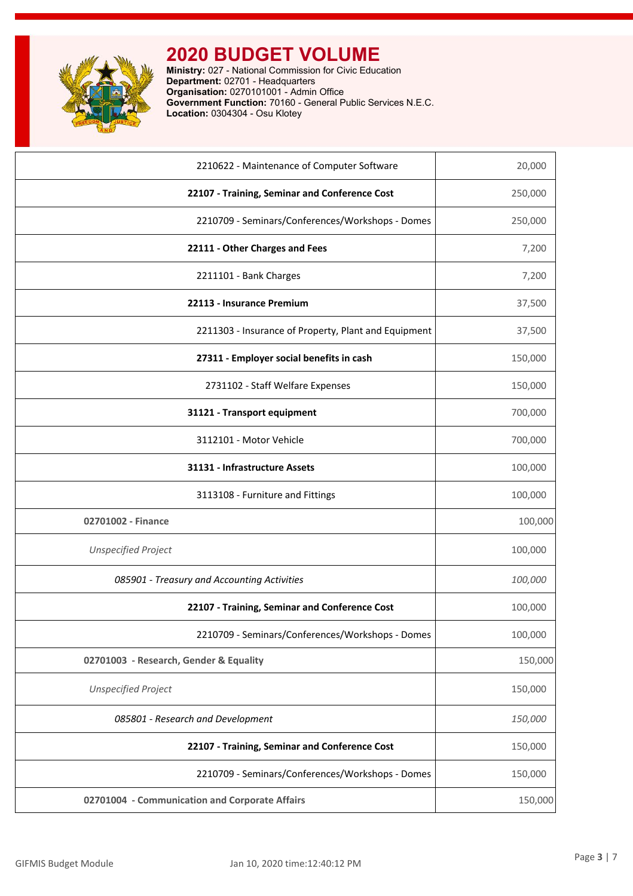# 2020 BUDGET VOLUME

**Ministry:** 027 - National Commission for Civic Education
**Department:** 02701 - Headquarters
**Organisation:** 0270101001 - Admin Office
**Government Function:** 70160 - General Public Services N.E.C.
**Location:** 0304304 - Osu Klotey

| | |
|---|---|
| 2210622 - Maintenance of Computer Software | 20,000 |
| **22107 - Training, Seminar and Conference Cost** | 250,000 |
| 2210709 - Seminars/Conferences/Workshops - Domes | 250,000 |
| **22111 - Other Charges and Fees** | 7,200 |
| 2211101 - Bank Charges | 7,200 |
| **22113 - Insurance Premium** | 37,500 |
| 2211303 - Insurance of Property, Plant and Equipment | 37,500 |
| **27311 - Employer social benefits in cash** | 150,000 |
| 2731102 - Staff Welfare Expenses | 150,000 |
| **31121 - Transport equipment** | 700,000 |
| 3112101 - Motor Vehicle | 700,000 |
| **31131 - Infrastructure Assets** | 100,000 |
| 3113108 - Furniture and Fittings | 100,000 |
| **02701002 - Finance** | 100,000 |
| *Unspecified Project* | 100,000 |
| *085901 - Treasury and Accounting Activities* | *100,000* |
| **22107 - Training, Seminar and Conference Cost** | 100,000 |
| 2210709 - Seminars/Conferences/Workshops - Domes | 100,000 |
| **02701003 - Research, Gender & Equality** | 150,000 |
| *Unspecified Project* | 150,000 |
| *085801 - Research and Development* | *150,000* |
| **22107 - Training, Seminar and Conference Cost** | 150,000 |
| 2210709 - Seminars/Conferences/Workshops - Domes | 150,000 |
| **02701004 - Communication and Corporate Affairs** | 150,000 |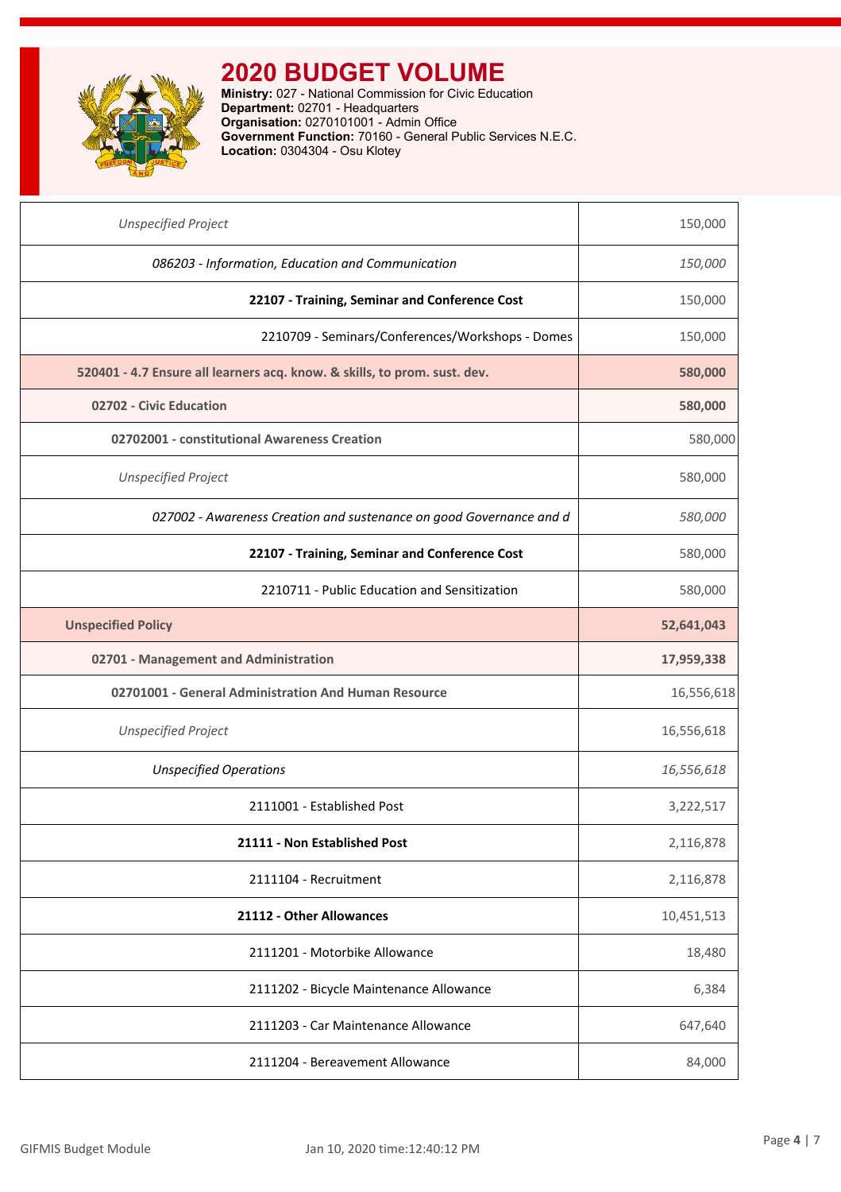# 2020 BUDGET VOLUME

**Ministry:** 027 - National Commission for Civic Education
**Department:** 02701 - Headquarters
**Organisation:** 0270101001 - Admin Office
**Government Function:** 70160 - General Public Services N.E.C.
**Location:** 0304304 - Osu Klotey

| | |
|---|---|
| *Unspecified Project* | 150,000 |
| *086203 - Information, Education and Communication* | *150,000* |
| **22107 - Training, Seminar and Conference Cost** | 150,000 |
| 2210709 - Seminars/Conferences/Workshops - Domes | 150,000 |
| **520401 - 4.7 Ensure all learners acq. know. & skills, to prom. sust. dev.** | **580,000** |
| **02702 - Civic Education** | **580,000** |
| **02702001 - constitutional Awareness Creation** | 580,000 |
| *Unspecified Project* | 580,000 |
| *027002 - Awareness Creation and sustenance on good Governance and d* | *580,000* |
| **22107 - Training, Seminar and Conference Cost** | 580,000 |
| 2210711 - Public Education and Sensitization | 580,000 |
| **Unspecified Policy** | **52,641,043** |
| **02701 - Management and Administration** | **17,959,338** |
| **02701001 - General Administration And Human Resource** | 16,556,618 |
| *Unspecified Project* | 16,556,618 |
| *Unspecified Operations* | *16,556,618* |
| 2111001 - Established Post | 3,222,517 |
| **21111 - Non Established Post** | 2,116,878 |
| 2111104 - Recruitment | 2,116,878 |
| **21112 - Other Allowances** | 10,451,513 |
| 2111201 - Motorbike Allowance | 18,480 |
| 2111202 - Bicycle Maintenance Allowance | 6,384 |
| 2111203 - Car Maintenance Allowance | 647,640 |
| 2111204 - Bereavement Allowance | 84,000 |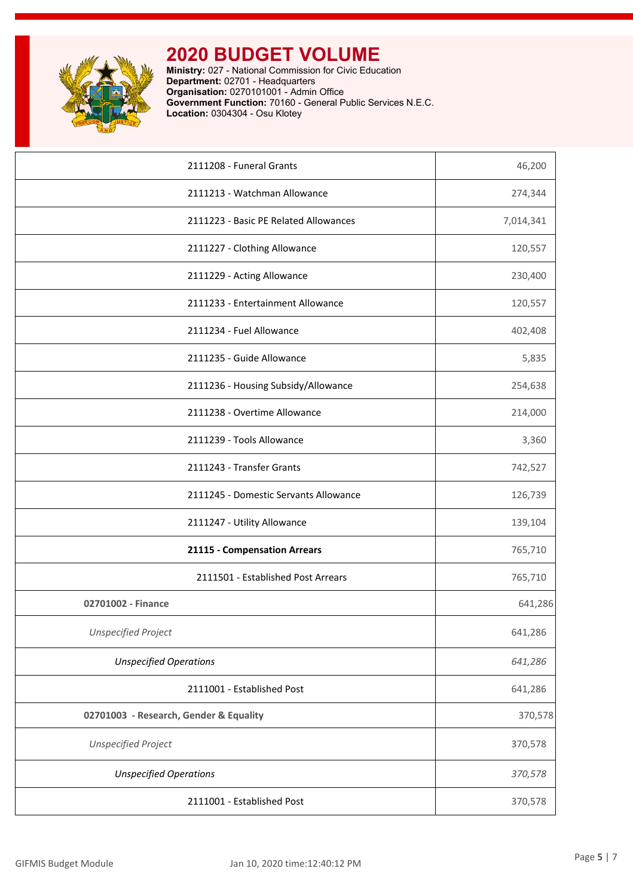# 2020 BUDGET VOLUME

**Ministry:** 027 - National Commission for Civic Education
**Department:** 02701 - Headquarters
**Organisation:** 0270101001 - Admin Office
**Government Function:** 70160 - General Public Services N.E.C.
**Location:** 0304304 - Osu Klotey

| | |
|---|---|
| 2111208 - Funeral Grants | 46,200 |
| 2111213 - Watchman Allowance | 274,344 |
| 2111223 - Basic PE Related Allowances | 7,014,341 |
| 2111227 - Clothing Allowance | 120,557 |
| 2111229 - Acting Allowance | 230,400 |
| 2111233 - Entertainment Allowance | 120,557 |
| 2111234 - Fuel Allowance | 402,408 |
| 2111235 - Guide Allowance | 5,835 |
| 2111236 - Housing Subsidy/Allowance | 254,638 |
| 2111238 - Overtime Allowance | 214,000 |
| 2111239 - Tools Allowance | 3,360 |
| 2111243 - Transfer Grants | 742,527 |
| 2111245 - Domestic Servants Allowance | 126,739 |
| 2111247 - Utility Allowance | 139,104 |
| **21115 - Compensation Arrears** | 765,710 |
| 2111501 - Established Post Arrears | 765,710 |
| **02701002 - Finance** | 641,286 |
| *Unspecified Project* | 641,286 |
| *Unspecified Operations* | *641,286* |
| 2111001 - Established Post | 641,286 |
| **02701003 - Research, Gender & Equality** | 370,578 |
| *Unspecified Project* | 370,578 |
| *Unspecified Operations* | *370,578* |
| 2111001 - Established Post | 370,578 |

GIFMIS Budget Module | Jan 10, 2020 time:12:40:12 PM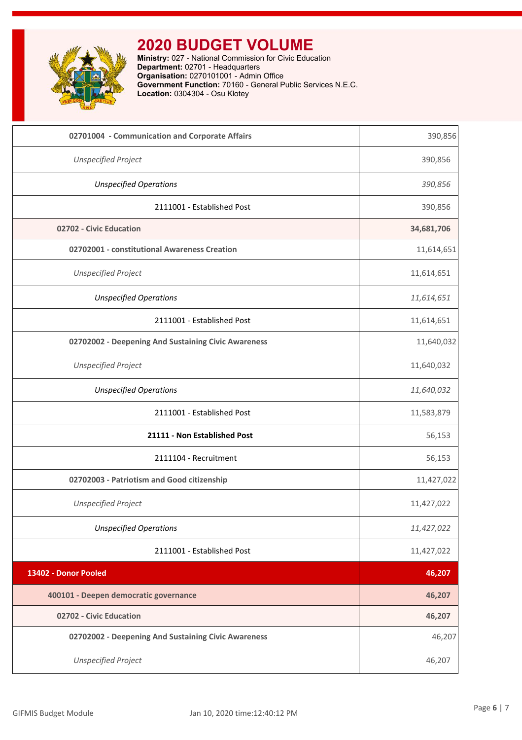# 2020 BUDGET VOLUME

**Ministry:** 027 - National Commission for Civic Education
**Department:** 02701 - Headquarters
**Organisation:** 0270101001 - Admin Office
**Government Function:** 70160 - General Public Services N.E.C.
**Location:** 0304304 - Osu Klotey

| | |
|---|---|
| **02701004 - Communication and Corporate Affairs** | 390,856 |
| *Unspecified Project* | 390,856 |
| *Unspecified Operations* | *390,856* |
| 2111001 - Established Post | 390,856 |
| **02702 - Civic Education** | **34,681,706** |
| **02702001 - constitutional Awareness Creation** | 11,614,651 |
| *Unspecified Project* | 11,614,651 |
| *Unspecified Operations* | *11,614,651* |
| 2111001 - Established Post | 11,614,651 |
| **02702002 - Deepening And Sustaining Civic Awareness** | 11,640,032 |
| *Unspecified Project* | 11,640,032 |
| *Unspecified Operations* | *11,640,032* |
| 2111001 - Established Post | 11,583,879 |
| **21111 - Non Established Post** | 56,153 |
| 2111104 - Recruitment | 56,153 |
| **02702003 - Patriotism and Good citizenship** | 11,427,022 |
| *Unspecified Project* | 11,427,022 |
| *Unspecified Operations* | *11,427,022* |
| 2111001 - Established Post | 11,427,022 |
| **13402 - Donor Pooled** | **46,207** |
| **400101 - Deepen democratic governance** | **46,207** |
| **02702 - Civic Education** | **46,207** |
| **02702002 - Deepening And Sustaining Civic Awareness** | 46,207 |
| *Unspecified Project* | 46,207 |

GIFMIS Budget Module Jan 10, 2020 time:12:40:12 PM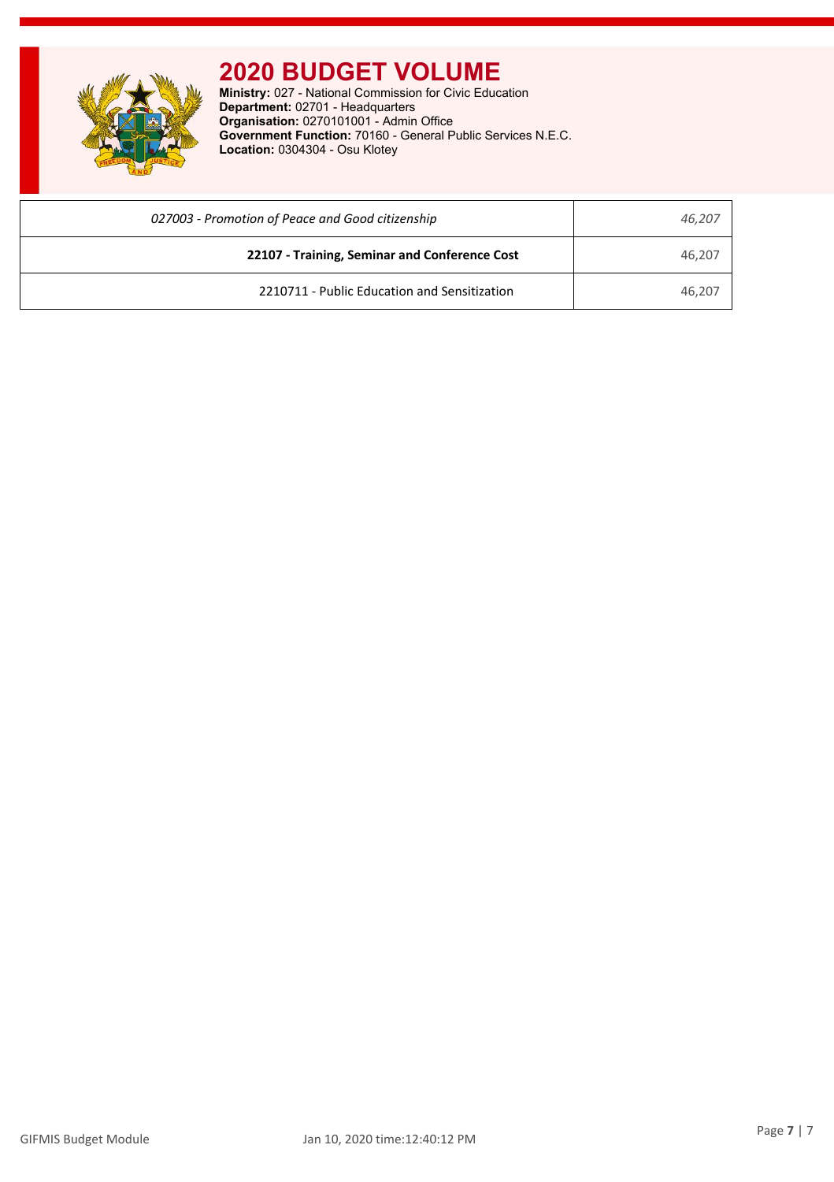# 2020 BUDGET VOLUME

**Ministry:** 027 - National Commission for Civic Education
**Department:** 02701 - Headquarters
**Organisation:** 0270101001 - Admin Office
**Government Function:** 70160 - General Public Services N.E.C.
**Location:** 0304304 - Osu Klotey

| | |
|---|---|
| *027003 - Promotion of Peace and Good citizenship* | *46,207* |
| **22107 - Training, Seminar and Conference Cost** | 46,207 |
| 2210711 - Public Education and Sensitization | 46,207 |

GIFMIS Budget Module Jan 10, 2020 time:12:40:12 PM